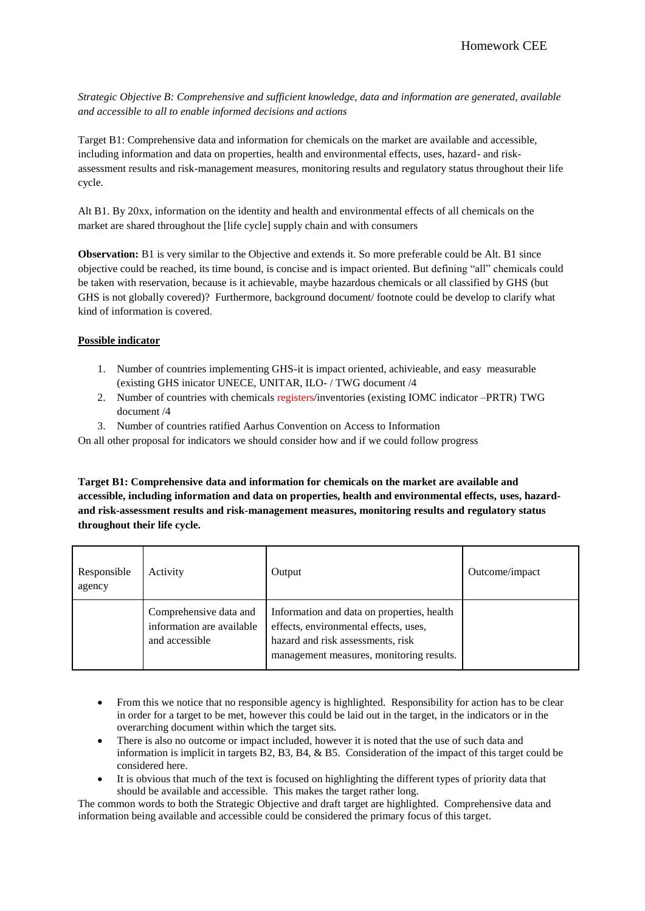*Strategic Objective B: Comprehensive and sufficient knowledge, data and information are generated, available and accessible to all to enable informed decisions and actions*

Target B1: Comprehensive data and information for chemicals on the market are available and accessible, including information and data on properties, health and environmental effects, uses, hazard- and risk-assessment results and risk-management measures, monitoring results and regulatory status throughout their life cycle.

Alt B1. By 20xx, information on the identity and health and environmental effects of all chemicals on the market are shared throughout the [life cycle] supply chain and with consumers

**Observation:** B1 is very similar to the Objective and extends it. So more preferable could be Alt. B1 since objective could be reached, its time bound, is concise and is impact oriented. But defining "all" chemicals could be taken with reservation, because is it achievable, maybe hazardous chemicals or all classified by GHS (but GHS is not globally covered)? Furthermore, background document/ footnote could be develop to clarify what kind of information is covered.

**Possible indicator**

1. Number of countries implementing GHS-it is impact oriented, achivieable, and easy measurable (existing GHS inicator UNECE, UNITAR, ILO- / TWG document /4
2. Number of countries with chemicals registers/inventories (existing IOMC indicator –PRTR) TWG document /4
3. Number of countries ratified Aarhus Convention on Access to Information

On all other proposal for indicators we should consider how and if we could follow progress

**Target B1: Comprehensive data and information for chemicals on the market are available and accessible, including information and data on properties, health and environmental effects, uses, hazard- and risk-assessment results and risk-management measures, monitoring results and regulatory status throughout their life cycle.**

| Responsible agency | Activity | Output | Outcome/impact |
|---|---|---|---|
| | Comprehensive data and information are available and accessible | Information and data on properties, health effects, environmental effects, uses, hazard and risk assessments, risk management measures, monitoring results. | |

- From this we notice that no responsible agency is highlighted. Responsibility for action has to be clear in order for a target to be met, however this could be laid out in the target, in the indicators or in the overarching document within which the target sits.
- There is also no outcome or impact included, however it is noted that the use of such data and information is implicit in targets B2, B3, B4, & B5. Consideration of the impact of this target could be considered here.
- It is obvious that much of the text is focused on highlighting the different types of priority data that should be available and accessible. This makes the target rather long.

The common words to both the Strategic Objective and draft target are highlighted. Comprehensive data and information being available and accessible could be considered the primary focus of this target.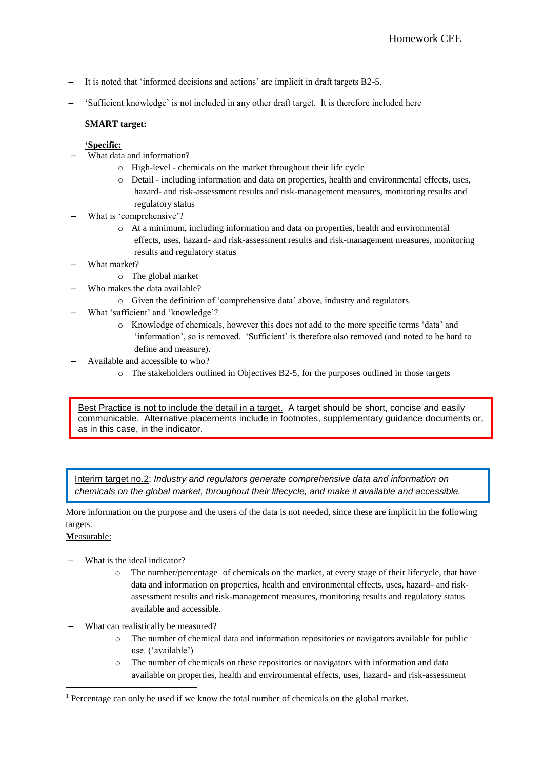- It is noted that 'informed decisions and actions' are implicit in draft targets B2-5.
- 'Sufficient knowledge' is not included in any other draft target. It is therefore included here

**SMART target:**

**'Specific:**

- What data and information?
  - High-level - chemicals on the market throughout their life cycle
  - Detail - including information and data on properties, health and environmental effects, uses, hazard- and risk-assessment results and risk-management measures, monitoring results and regulatory status
- What is 'comprehensive'?
  - At a minimum, including information and data on properties, health and environmental effects, uses, hazard- and risk-assessment results and risk-management measures, monitoring results and regulatory status
- What market?
  - The global market
- Who makes the data available?
  - Given the definition of 'comprehensive data' above, industry and regulators.
- What 'sufficient' and 'knowledge'?
  - Knowledge of chemicals, however this does not add to the more specific terms 'data' and 'information', so is removed. 'Sufficient' is therefore also removed (and noted to be hard to define and measure).
- Available and accessible to who?
  - The stakeholders outlined in Objectives B2-5, for the purposes outlined in those targets

> Best Practice is not to include the detail in a target. A target should be short, concise and easily communicable. Alternative placements include in footnotes, supplementary guidance documents or, as in this case, in the indicator.

> Interim target no.2: *Industry and regulators generate comprehensive data and information on chemicals on the global market, throughout their lifecycle, and make it available and accessible.*

More information on the purpose and the users of the data is not needed, since these are implicit in the following targets.

**M**easurable:

- What is the ideal indicator?
  - The number/percentage[1] of chemicals on the market, at every stage of their lifecycle, that have data and information on properties, health and environmental effects, uses, hazard- and risk-assessment results and risk-management measures, monitoring results and regulatory status available and accessible.
- What can realistically be measured?
  - The number of chemical data and information repositories or navigators available for public use. ('available')
  - The number of chemicals on these repositories or navigators with information and data available on properties, health and environmental effects, uses, hazard- and risk-assessment

[1] Percentage can only be used if we know the total number of chemicals on the global market.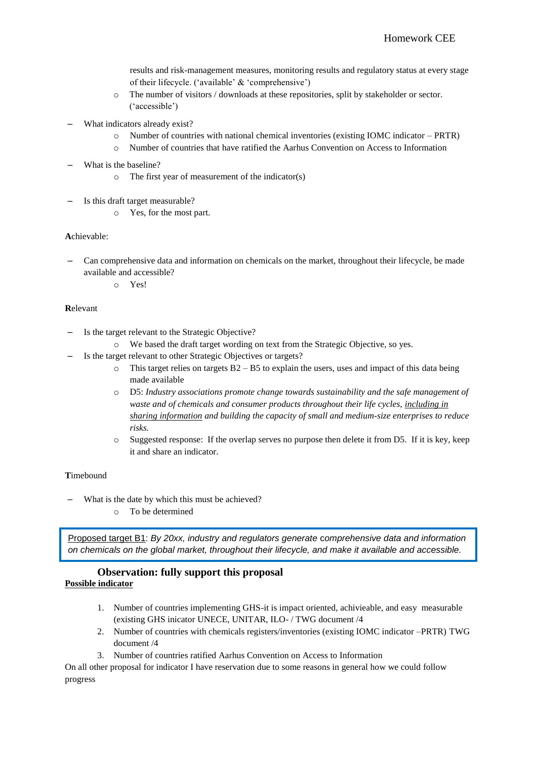results and risk-management measures, monitoring results and regulatory status at every stage of their lifecycle. ('available' & 'comprehensive')
  - The number of visitors / downloads at these repositories, split by stakeholder or sector. ('accessible')

- What indicators already exist?
  - Number of countries with national chemical inventories (existing IOMC indicator – PRTR)
  - Number of countries that have ratified the Aarhus Convention on Access to Information

- What is the baseline?
  - The first year of measurement of the indicator(s)

- Is this draft target measurable?
  - Yes, for the most part.

**A**chievable:

- Can comprehensive data and information on chemicals on the market, throughout their lifecycle, be made available and accessible?
  - Yes!

**R**elevant

- Is the target relevant to the Strategic Objective?
  - We based the draft target wording on text from the Strategic Objective, so yes.
- Is the target relevant to other Strategic Objectives or targets?
  - This target relies on targets B2 – B5 to explain the users, uses and impact of this data being made available
  - D5: *Industry associations promote change towards sustainability and the safe management of waste and of chemicals and consumer products throughout their life cycles, <u>including in sharing information</u> and building the capacity of small and medium-size enterprises to reduce risks.*
  - Suggested response: If the overlap serves no purpose then delete it from D5. If it is key, keep it and share an indicator.

**T**imebound

- What is the date by which this must be achieved?
  - To be determined

> <u>Proposed target B1</u>: *By 20xx, industry and regulators generate comprehensive data and information on chemicals on the global market, throughout their lifecycle, and make it available and accessible.*

### Observation: fully support this proposal

**<u>Possible indicator</u>**

1. Number of countries implementing GHS-it is impact oriented, achivieable, and easy measurable (existing GHS inicator UNECE, UNITAR, ILO- / TWG document /4
2. Number of countries with chemicals registers/inventories (existing IOMC indicator –PRTR) TWG document /4
3. Number of countries ratified Aarhus Convention on Access to Information

On all other proposal for indicator I have reservation due to some reasons in general how we could follow progress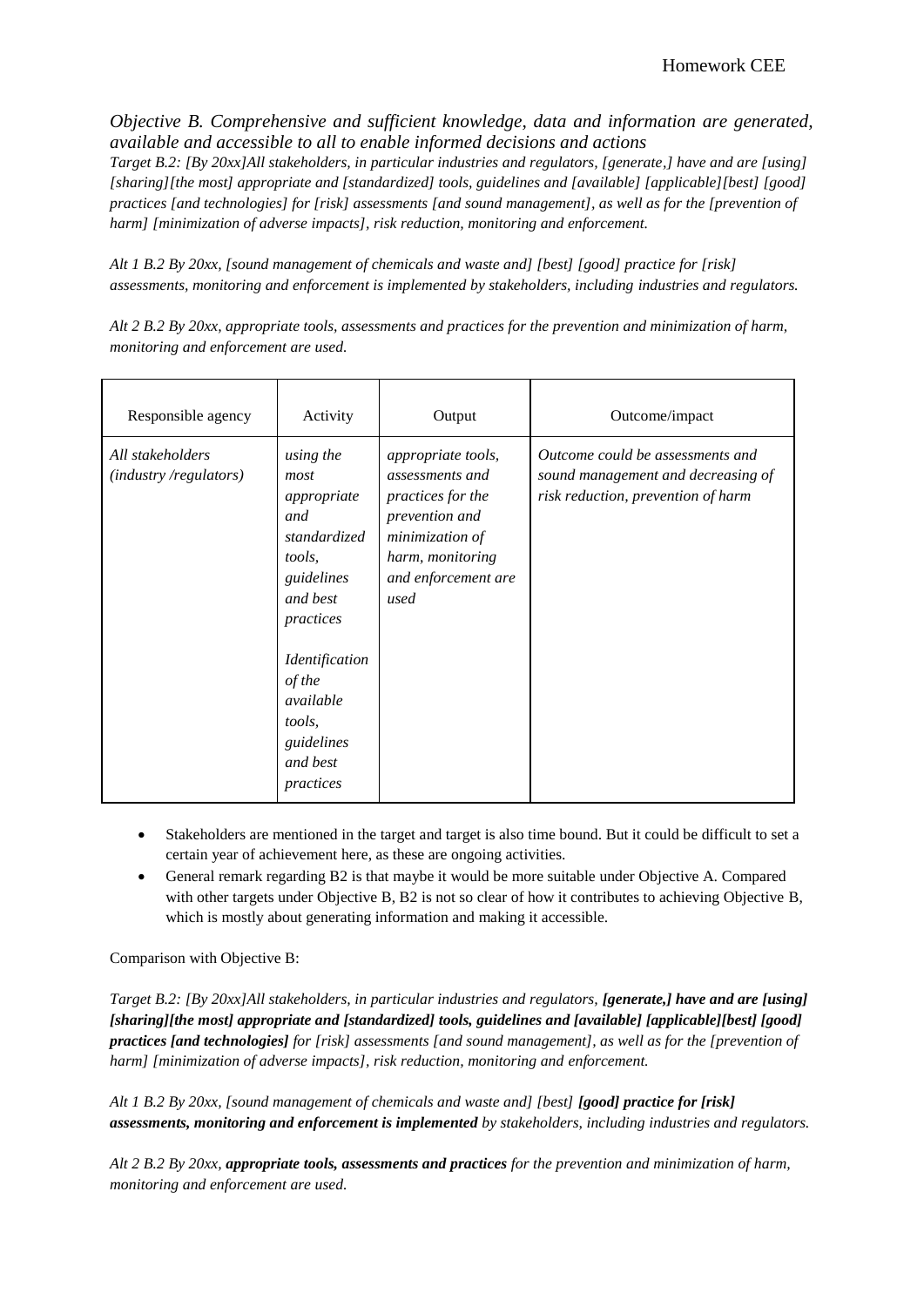*Objective B. Comprehensive and sufficient knowledge, data and information are generated, available and accessible to all to enable informed decisions and actions*

*Target B.2: [By 20xx]All stakeholders, in particular industries and regulators, [generate,] have and are [using] [sharing][the most] appropriate and [standardized] tools, guidelines and [available] [applicable][best] [good] practices [and technologies] for [risk] assessments [and sound management], as well as for the [prevention of harm] [minimization of adverse impacts], risk reduction, monitoring and enforcement.*

*Alt 1 B.2 By 20xx, [sound management of chemicals and waste and] [best] [good] practice for [risk] assessments, monitoring and enforcement is implemented by stakeholders, including industries and regulators.*

*Alt 2 B.2 By 20xx, appropriate tools, assessments and practices for the prevention and minimization of harm, monitoring and enforcement are used.*

| Responsible agency | Activity | Output | Outcome/impact |
|---|---|---|---|
| *All stakeholders (industry /regulators)* | *using the most appropriate and standardized tools, guidelines and best practices*<br><br>*Identification of the available tools, guidelines and best practices* | *appropriate tools, assessments and practices for the prevention and minimization of harm, monitoring and enforcement are used* | *Outcome could be assessments and sound management and decreasing of risk reduction, prevention of harm* |

- Stakeholders are mentioned in the target and target is also time bound. But it could be difficult to set a certain year of achievement here, as these are ongoing activities.
- General remark regarding B2 is that maybe it would be more suitable under Objective A. Compared with other targets under Objective B, B2 is not so clear of how it contributes to achieving Objective B, which is mostly about generating information and making it accessible.

Comparison with Objective B:

*Target B.2: [By 20xx]All stakeholders, in particular industries and regulators,* ***[generate,] have and are [using] [sharing][the most] appropriate and [standardized] tools, guidelines and [available] [applicable][best] [good] practices [and technologies]*** *for [risk] assessments [and sound management], as well as for the [prevention of harm] [minimization of adverse impacts], risk reduction, monitoring and enforcement.*

*Alt 1 B.2 By 20xx, [sound management of chemicals and waste and] [best]* ***[good] practice for [risk] assessments, monitoring and enforcement is implemented*** *by stakeholders, including industries and regulators.*

*Alt 2 B.2 By 20xx,* ***appropriate tools, assessments and practices*** *for the prevention and minimization of harm, monitoring and enforcement are used.*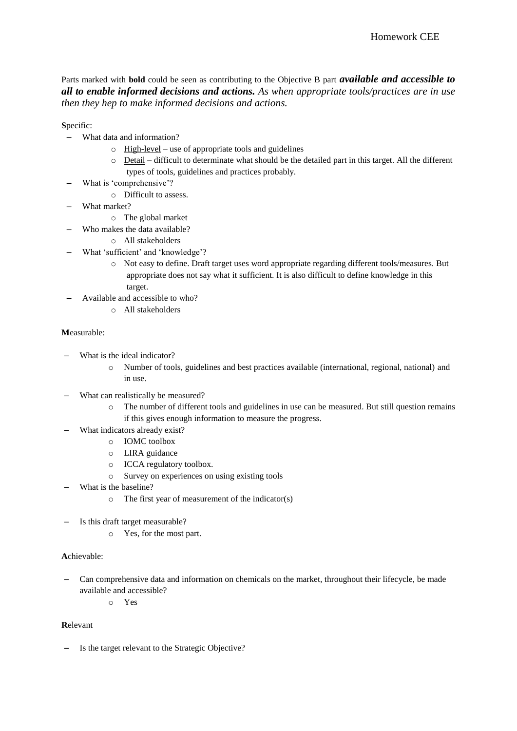Parts marked with **bold** could be seen as contributing to the Objective B part ***available and accessible to all to enable informed decisions and actions.*** *As when appropriate tools/practices are in use then they hep to make informed decisions and actions.*

**S**pecific:

- What data and information?
  - High-level – use of appropriate tools and guidelines
  - Detail – difficult to determinate what should be the detailed part in this target. All the different types of tools, guidelines and practices probably.
- What is 'comprehensive'?
  - Difficult to assess.
- What market?
  - The global market
- Who makes the data available?
  - All stakeholders
- What 'sufficient' and 'knowledge'?
  - Not easy to define. Draft target uses word appropriate regarding different tools/measures. But appropriate does not say what it sufficient. It is also difficult to define knowledge in this target.
- Available and accessible to who?
  - All stakeholders

**M**easurable:

- What is the ideal indicator?
  - Number of tools, guidelines and best practices available (international, regional, national) and in use.
- What can realistically be measured?
  - The number of different tools and guidelines in use can be measured. But still question remains if this gives enough information to measure the progress.
- What indicators already exist?
  - IOMC toolbox
  - LIRA guidance
  - ICCA regulatory toolbox.
  - Survey on experiences on using existing tools
- What is the baseline?
  - The first year of measurement of the indicator(s)
- Is this draft target measurable?
  - Yes, for the most part.

**A**chievable:

- Can comprehensive data and information on chemicals on the market, throughout their lifecycle, be made available and accessible?
  - Yes

**R**elevant

- Is the target relevant to the Strategic Objective?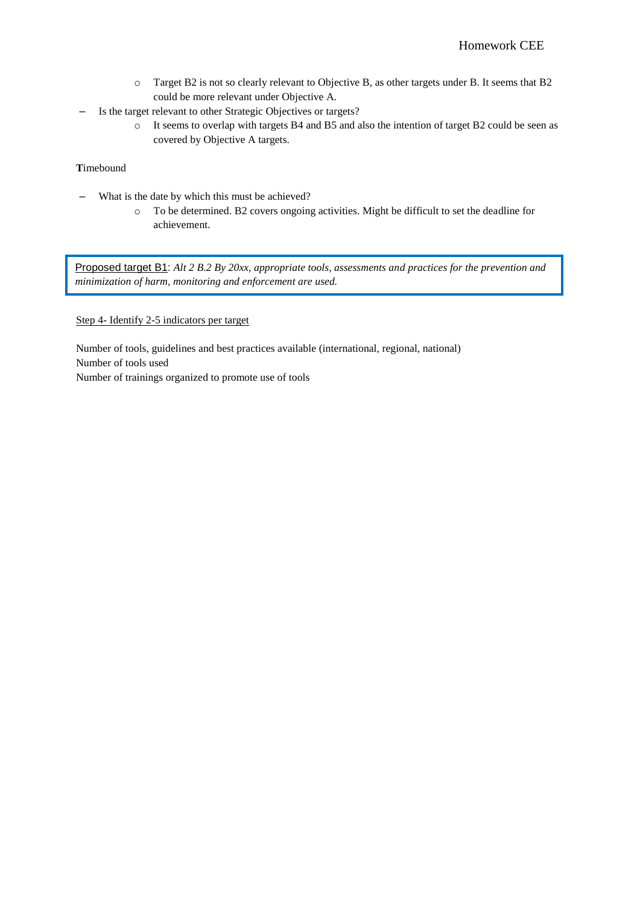- Target B2 is not so clearly relevant to Objective B, as other targets under B. It seems that B2 could be more relevant under Objective A.
- Is the target relevant to other Strategic Objectives or targets?
    - It seems to overlap with targets B4 and B5 and also the intention of target B2 could be seen as covered by Objective A targets.

**T**imebound

- What is the date by which this must be achieved?
    - To be determined. B2 covers ongoing activities. Might be difficult to set the deadline for achievement.

> <u>Proposed target B1</u>: *Alt 2 B.2 By 20xx, appropriate tools, assessments and practices for the prevention and minimization of harm, monitoring and enforcement are used.*

<u>Step 4- Identify 2-5 indicators per target</u>

Number of tools, guidelines and best practices available (international, regional, national)
Number of tools used
Number of trainings organized to promote use of tools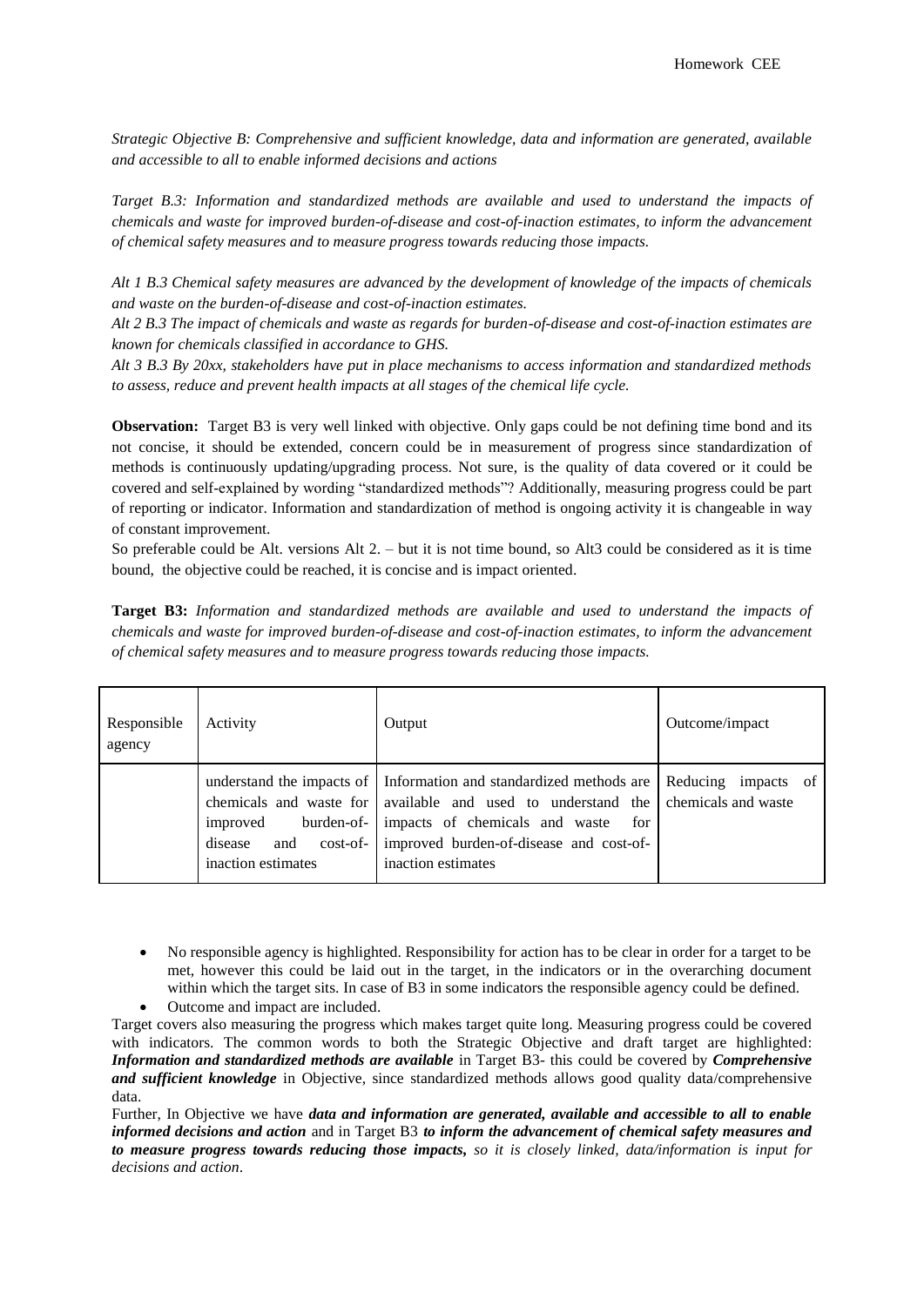*Strategic Objective B: Comprehensive and sufficient knowledge, data and information are generated, available and accessible to all to enable informed decisions and actions*

*Target B.3: Information and standardized methods are available and used to understand the impacts of chemicals and waste for improved burden-of-disease and cost-of-inaction estimates, to inform the advancement of chemical safety measures and to measure progress towards reducing those impacts.*

*Alt 1 B.3 Chemical safety measures are advanced by the development of knowledge of the impacts of chemicals and waste on the burden-of-disease and cost-of-inaction estimates.*

*Alt 2 B.3 The impact of chemicals and waste as regards for burden-of-disease and cost-of-inaction estimates are known for chemicals classified in accordance to GHS.*

*Alt 3 B.3 By 20xx, stakeholders have put in place mechanisms to access information and standardized methods to assess, reduce and prevent health impacts at all stages of the chemical life cycle.*

**Observation:** Target B3 is very well linked with objective. Only gaps could be not defining time bond and its not concise, it should be extended, concern could be in measurement of progress since standardization of methods is continuously updating/upgrading process. Not sure, is the quality of data covered or it could be covered and self-explained by wording "standardized methods"? Additionally, measuring progress could be part of reporting or indicator. Information and standardization of method is ongoing activity it is changeable in way of constant improvement.

So preferable could be Alt. versions Alt 2. – but it is not time bound, so Alt3 could be considered as it is time bound, the objective could be reached, it is concise and is impact oriented.

**Target B3:** *Information and standardized methods are available and used to understand the impacts of chemicals and waste for improved burden-of-disease and cost-of-inaction estimates, to inform the advancement of chemical safety measures and to measure progress towards reducing those impacts.*

| Responsible agency | Activity | Output | Outcome/impact |
|---|---|---|---|
| | understand the impacts of chemicals and waste for improved burden-of-disease and cost-of-inaction estimates | Information and standardized methods are available and used to understand the impacts of chemicals and waste for improved burden-of-disease and cost-of-inaction estimates | Reducing impacts of chemicals and waste |

- No responsible agency is highlighted. Responsibility for action has to be clear in order for a target to be met, however this could be laid out in the target, in the indicators or in the overarching document within which the target sits. In case of B3 in some indicators the responsible agency could be defined.
- Outcome and impact are included.

Target covers also measuring the progress which makes target quite long. Measuring progress could be covered with indicators. The common words to both the Strategic Objective and draft target are highlighted: ***Information and standardized methods are available*** in Target B3- this could be covered by ***Comprehensive and sufficient knowledge*** in Objective, since standardized methods allows good quality data/comprehensive data.

Further, In Objective we have ***data and information are generated, available and accessible to all to enable informed decisions and action*** and in Target B3 ***to inform the advancement of chemical safety measures and to measure progress towards reducing those impacts,*** *so it is closely linked, data/information is input for decisions and action*.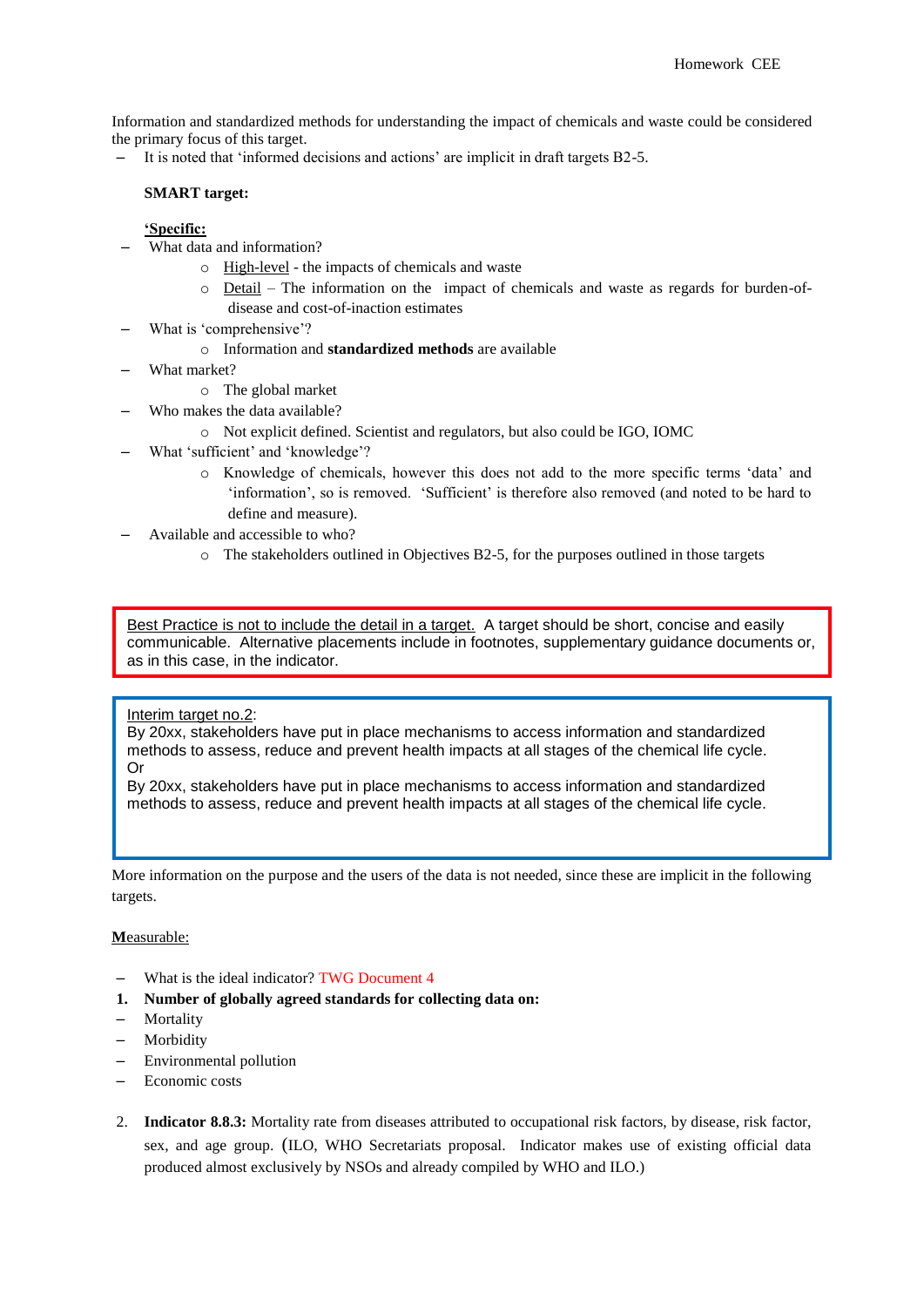Information and standardized methods for understanding the impact of chemicals and waste could be considered the primary focus of this target.

- It is noted that 'informed decisions and actions' are implicit in draft targets B2-5.

**SMART target:**

**'Specific:**

- What data and information?
  - High-level - the impacts of chemicals and waste
  - Detail – The information on the impact of chemicals and waste as regards for burden-of-disease and cost-of-inaction estimates
- What is 'comprehensive'?
  - Information and **standardized methods** are available
- What market?
  - The global market
- Who makes the data available?
  - Not explicit defined. Scientist and regulators, but also could be IGO, IOMC
- What 'sufficient' and 'knowledge'?
  - Knowledge of chemicals, however this does not add to the more specific terms 'data' and 'information', so is removed. 'Sufficient' is therefore also removed (and noted to be hard to define and measure).
- Available and accessible to who?
  - The stakeholders outlined in Objectives B2-5, for the purposes outlined in those targets

Best Practice is not to include the detail in a target. A target should be short, concise and easily communicable. Alternative placements include in footnotes, supplementary guidance documents or, as in this case, in the indicator.

Interim target no.2:
By 20xx, stakeholders have put in place mechanisms to access information and standardized methods to assess, reduce and prevent health impacts at all stages of the chemical life cycle.
Or
By 20xx, stakeholders have put in place mechanisms to access information and standardized methods to assess, reduce and prevent health impacts at all stages of the chemical life cycle.

More information on the purpose and the users of the data is not needed, since these are implicit in the following targets.

**M**easurable:

- What is the ideal indicator? TWG Document 4

1. **Number of globally agreed standards for collecting data on:**
   - Mortality
   - Morbidity
   - Environmental pollution
   - Economic costs

2. **Indicator 8.8.3:** Mortality rate from diseases attributed to occupational risk factors, by disease, risk factor, sex, and age group. (ILO, WHO Secretariats proposal. Indicator makes use of existing official data produced almost exclusively by NSOs and already compiled by WHO and ILO.)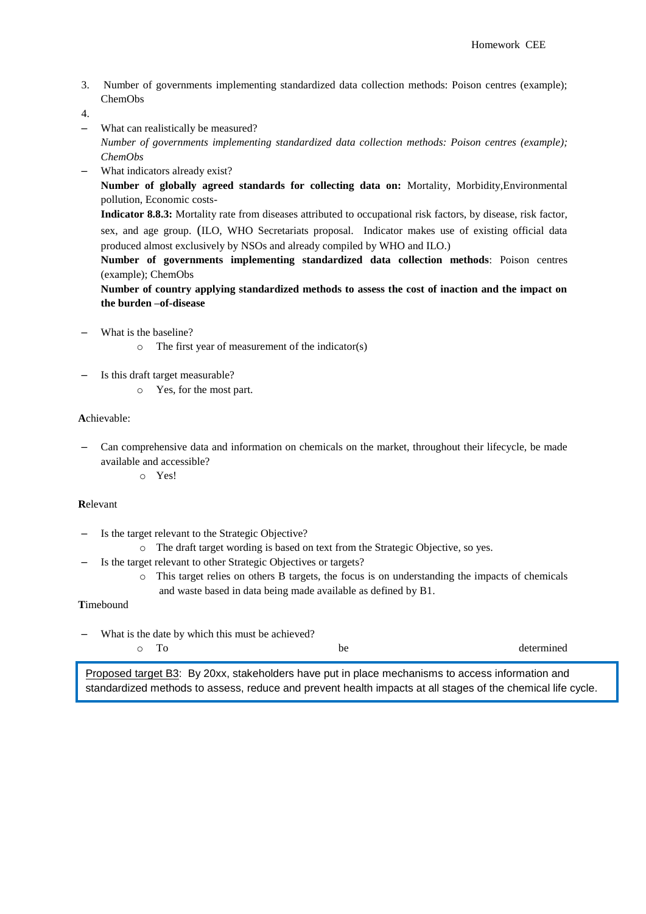3. Number of governments implementing standardized data collection methods: Poison centres (example); ChemObs

4.

- What can realistically be measured?

  *Number of governments implementing standardized data collection methods: Poison centres (example); ChemObs*

- What indicators already exist?

  **Number of globally agreed standards for collecting data on:** Mortality, Morbidity,Environmental pollution, Economic costs-

  **Indicator 8.8.3:** Mortality rate from diseases attributed to occupational risk factors, by disease, risk factor, sex, and age group. (ILO, WHO Secretariats proposal. Indicator makes use of existing official data produced almost exclusively by NSOs and already compiled by WHO and ILO.)

  **Number of governments implementing standardized data collection methods**: Poison centres (example); ChemObs

  **Number of country applying standardized methods to assess the cost of inaction and the impact on the burden –of-disease**

- What is the baseline?
  - The first year of measurement of the indicator(s)

- Is this draft target measurable?
  - Yes, for the most part.

**A**chievable:

- Can comprehensive data and information on chemicals on the market, throughout their lifecycle, be made available and accessible?
  - Yes!

**R**elevant

- Is the target relevant to the Strategic Objective?
  - The draft target wording is based on text from the Strategic Objective, so yes.
- Is the target relevant to other Strategic Objectives or targets?
  - This target relies on others B targets, the focus is on understanding the impacts of chemicals and waste based in data being made available as defined by B1.

**T**imebound

- What is the date by which this must be achieved?
  - To be determined

Proposed target B3: By 20xx, stakeholders have put in place mechanisms to access information and standardized methods to assess, reduce and prevent health impacts at all stages of the chemical life cycle.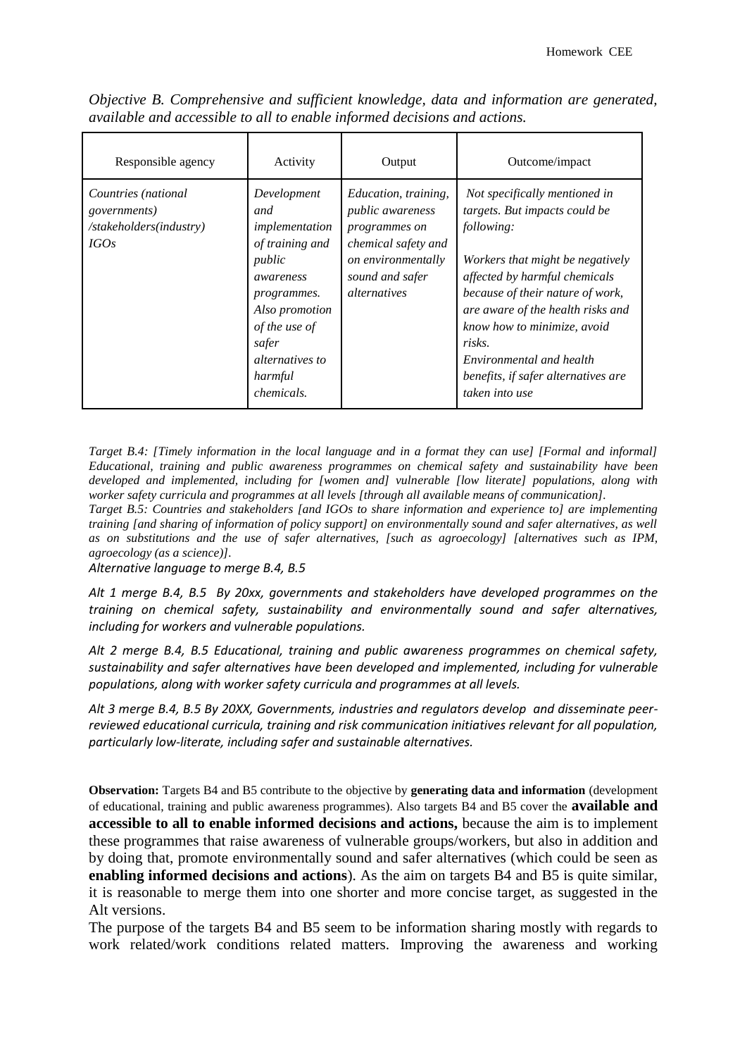*Objective B. Comprehensive and sufficient knowledge, data and information are generated, available and accessible to all to enable informed decisions and actions.*

| Responsible agency | Activity | Output | Outcome/impact |
|---|---|---|---|
| *Countries (national governments) /stakeholders(industry) IGOs* | *Development and implementation of training and public awareness programmes. Also promotion of the use of safer alternatives to harmful chemicals.* | *Education, training, public awareness programmes on chemical safety and on environmentally sound and safer alternatives* | *Not specifically mentioned in targets. But impacts could be following:*<br><br>*Workers that might be negatively affected by harmful chemicals because of their nature of work, are aware of the health risks and know how to minimize, avoid risks.*<br>*Environmental and health benefits, if safer alternatives are taken into use* |

*Target B.4: [Timely information in the local language and in a format they can use] [Formal and informal] Educational, training and public awareness programmes on chemical safety and sustainability have been developed and implemented, including for [women and] vulnerable [low literate] populations, along with worker safety curricula and programmes at all levels [through all available means of communication].*

*Target B.5: Countries and stakeholders [and IGOs to share information and experience to] are implementing training [and sharing of information of policy support] on environmentally sound and safer alternatives, as well as on substitutions and the use of safer alternatives, [such as agroecology] [alternatives such as IPM, agroecology (as a science)].*

*Alternative language to merge B.4, B.5*

*Alt 1 merge B.4, B.5 By 20xx, governments and stakeholders have developed programmes on the training on chemical safety, sustainability and environmentally sound and safer alternatives, including for workers and vulnerable populations.*

*Alt 2 merge B.4, B.5 Educational, training and public awareness programmes on chemical safety, sustainability and safer alternatives have been developed and implemented, including for vulnerable populations, along with worker safety curricula and programmes at all levels.*

*Alt 3 merge B.4, B.5 By 20XX, Governments, industries and regulators develop and disseminate peer-reviewed educational curricula, training and risk communication initiatives relevant for all population, particularly low-literate, including safer and sustainable alternatives.*

**Observation:** Targets B4 and B5 contribute to the objective by **generating data and information** (development of educational, training and public awareness programmes). Also targets B4 and B5 cover the **available and accessible to all to enable informed decisions and actions,** because the aim is to implement these programmes that raise awareness of vulnerable groups/workers, but also in addition and by doing that, promote environmentally sound and safer alternatives (which could be seen as **enabling informed decisions and actions**). As the aim on targets B4 and B5 is quite similar, it is reasonable to merge them into one shorter and more concise target, as suggested in the Alt versions.

The purpose of the targets B4 and B5 seem to be information sharing mostly with regards to work related/work conditions related matters. Improving the awareness and working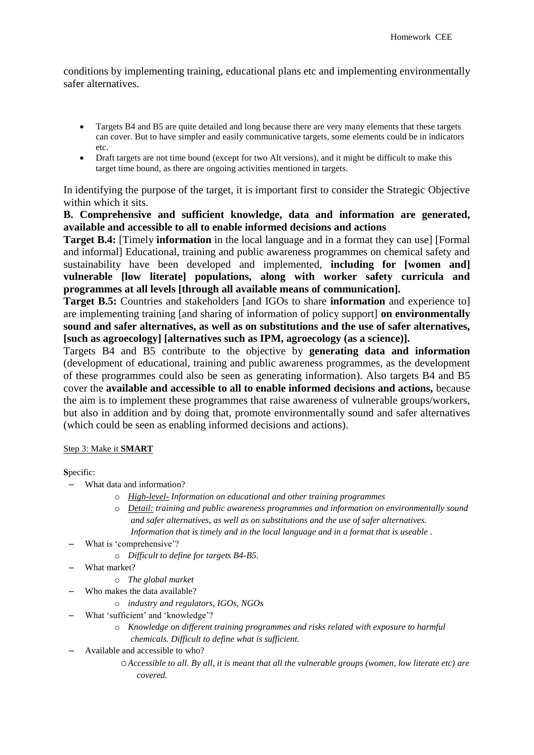conditions by implementing training, educational plans etc and implementing environmentally safer alternatives.

- Targets B4 and B5 are quite detailed and long because there are very many elements that these targets can cover. But to have simpler and easily communicative targets, some elements could be in indicators etc.
- Draft targets are not time bound (except for two Alt versions), and it might be difficult to make this target time bound, as there are ongoing activities mentioned in targets.

In identifying the purpose of the target, it is important first to consider the Strategic Objective within which it sits.

**B. Comprehensive and sufficient knowledge, data and information are generated, available and accessible to all to enable informed decisions and actions**

**Target B.4:** [Timely **information** in the local language and in a format they can use] [Formal and informal] Educational, training and public awareness programmes on chemical safety and sustainability have been developed and implemented, **including for [women and] vulnerable [low literate] populations, along with worker safety curricula and programmes at all levels [through all available means of communication].**

**Target B.5:** Countries and stakeholders [and IGOs to share **information** and experience to] are implementing training [and sharing of information of policy support] **on environmentally sound and safer alternatives, as well as on substitutions and the use of safer alternatives, [such as agroecology] [alternatives such as IPM, agroecology (as a science)].**

Targets B4 and B5 contribute to the objective by **generating data and information** (development of educational, training and public awareness programmes, as the development of these programmes could also be seen as generating information). Also targets B4 and B5 cover the **available and accessible to all to enable informed decisions and actions,** because the aim is to implement these programmes that raise awareness of vulnerable groups/workers, but also in addition and by doing that, promote environmentally sound and safer alternatives (which could be seen as enabling informed decisions and actions).

Step 3: Make it **SMART**

**S**pecific:

- What data and information?
  - *High-level- Information on educational and other training programmes*
  - *Detail: training and public awareness programmes and information on environmentally sound and safer alternatives, as well as on substitutions and the use of safer alternatives. Information that is timely and in the local language and in a format that is useable .*
- What is 'comprehensive'?
  - *Difficult to define for targets B4-B5.*
- What market?
  - *The global market*
- Who makes the data available?
  - *industry and regulators, IGOs, NGOs*
- What 'sufficient' and 'knowledge'?
  - *Knowledge on different training programmes and risks related with exposure to harmful chemicals. Difficult to define what is sufficient.*
- Available and accessible to who?
  - *Accessible to all. By all, it is meant that all the vulnerable groups (women, low literate etc) are covered.*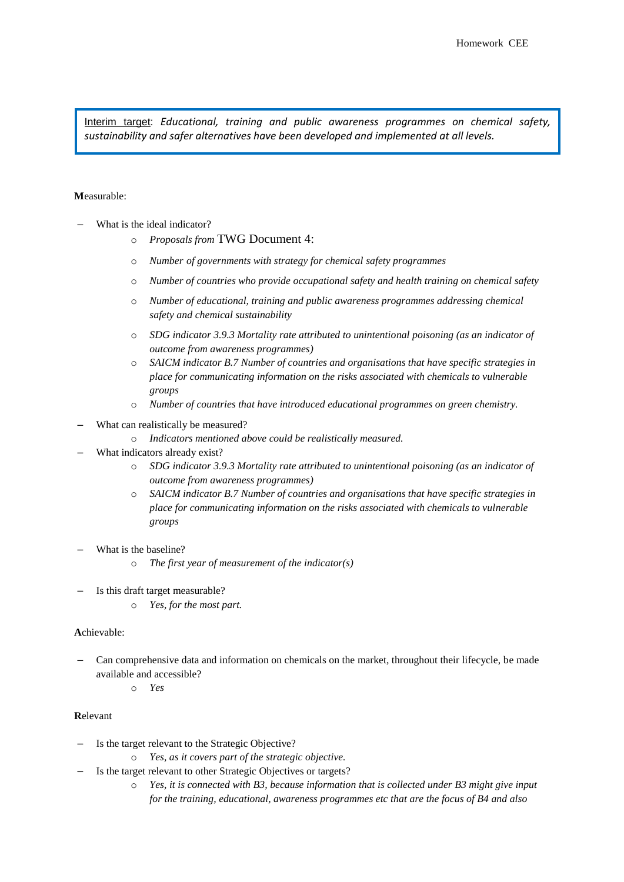Interim target: *Educational, training and public awareness programmes on chemical safety, sustainability and safer alternatives have been developed and implemented at all levels.*

**M**easurable:

- What is the ideal indicator?
  - *Proposals from* TWG Document 4:
  - *Number of governments with strategy for chemical safety programmes*
  - *Number of countries who provide occupational safety and health training on chemical safety*
  - *Number of educational, training and public awareness programmes addressing chemical safety and chemical sustainability*
  - *SDG indicator 3.9.3 Mortality rate attributed to unintentional poisoning (as an indicator of outcome from awareness programmes)*
  - *SAICM indicator B.7 Number of countries and organisations that have specific strategies in place for communicating information on the risks associated with chemicals to vulnerable groups*
  - *Number of countries that have introduced educational programmes on green chemistry.*
- What can realistically be measured?
  - *Indicators mentioned above could be realistically measured.*
- What indicators already exist?
  - *SDG indicator 3.9.3 Mortality rate attributed to unintentional poisoning (as an indicator of outcome from awareness programmes)*
  - *SAICM indicator B.7 Number of countries and organisations that have specific strategies in place for communicating information on the risks associated with chemicals to vulnerable groups*
- What is the baseline?
  - *The first year of measurement of the indicator(s)*
- Is this draft target measurable?
  - *Yes, for the most part.*

**A**chievable:

- Can comprehensive data and information on chemicals on the market, throughout their lifecycle, be made available and accessible?
  - *Yes*

**R**elevant

- Is the target relevant to the Strategic Objective?
  - *Yes, as it covers part of the strategic objective.*
- Is the target relevant to other Strategic Objectives or targets?
  - *Yes, it is connected with B3, because information that is collected under B3 might give input for the training, educational, awareness programmes etc that are the focus of B4 and also*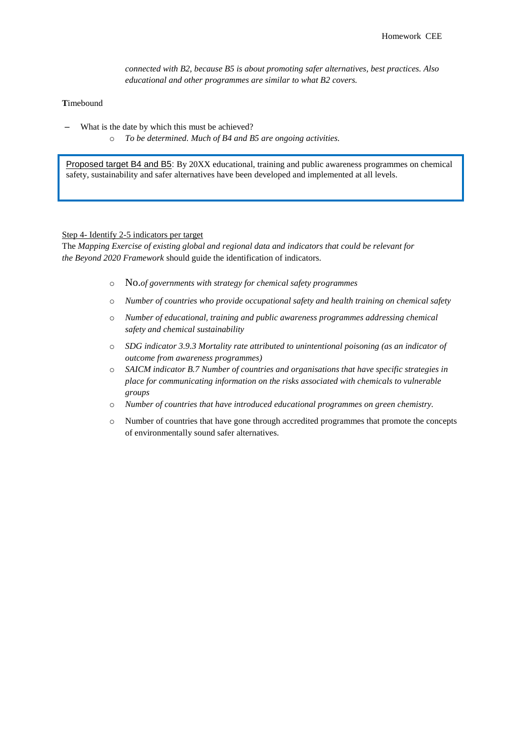*connected with B2, because B5 is about promoting safer alternatives, best practices. Also educational and other programmes are similar to what B2 covers.*

**T**imebound

- What is the date by which this must be achieved?
  - *To be determined. Much of B4 and B5 are ongoing activities.*

Proposed target B4 and B5: By 20XX educational, training and public awareness programmes on chemical safety, sustainability and safer alternatives have been developed and implemented at all levels.

Step 4- Identify 2-5 indicators per target

The *Mapping Exercise of existing global and regional data and indicators that could be relevant for the Beyond 2020 Framework* should guide the identification of indicators.

- No.*of governments with strategy for chemical safety programmes*
- *Number of countries who provide occupational safety and health training on chemical safety*
- *Number of educational, training and public awareness programmes addressing chemical safety and chemical sustainability*
- *SDG indicator 3.9.3 Mortality rate attributed to unintentional poisoning (as an indicator of outcome from awareness programmes)*
- *SAICM indicator B.7 Number of countries and organisations that have specific strategies in place for communicating information on the risks associated with chemicals to vulnerable groups*
- *Number of countries that have introduced educational programmes on green chemistry.*
- Number of countries that have gone through accredited programmes that promote the concepts of environmentally sound safer alternatives.